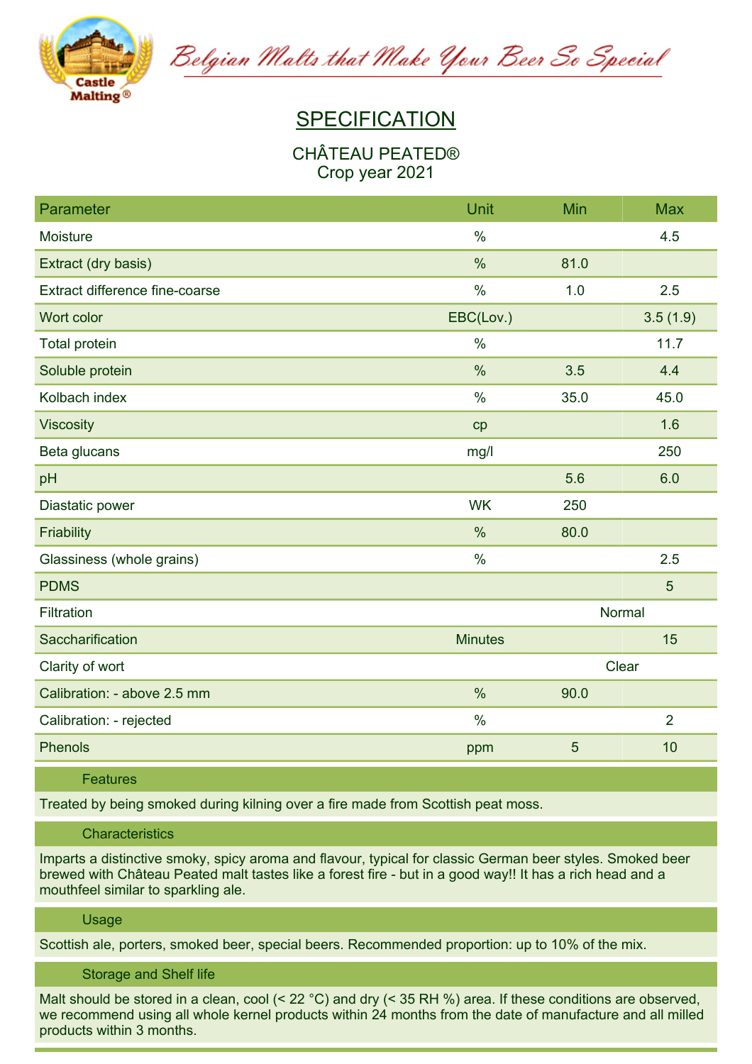Belgian Malts that Make Your Beer So Special

# SPECIFICATION

## CHÂTEAU PEATED®
Crop year 2021

| Parameter | Unit | Min | Max |
|---|---|---|---|
| Moisture | % | | 4.5 |
| Extract (dry basis) | % | 81.0 | |
| Extract difference fine-coarse | % | 1.0 | 2.5 |
| Wort color | EBC(Lov.) | | 3.5 (1.9) |
| Total protein | % | | 11.7 |
| Soluble protein | % | 3.5 | 4.4 |
| Kolbach index | % | 35.0 | 45.0 |
| Viscosity | cp | | 1.6 |
| Beta glucans | mg/l | | 250 |
| pH | | 5.6 | 6.0 |
| Diastatic power | WK | 250 | |
| Friability | % | 80.0 | |
| Glassiness (whole grains) | % | | 2.5 |
| PDMS | | | 5 |
| Filtration | | Normal | |
| Saccharification | Minutes | | 15 |
| Clarity of wort | | Clear | |
| Calibration: - above 2.5 mm | % | 90.0 | |
| Calibration: - rejected | % | | 2 |
| Phenols | ppm | 5 | 10 |

### Features

Treated by being smoked during kilning over a fire made from Scottish peat moss.

### Characteristics

Imparts a distinctive smoky, spicy aroma and flavour, typical for classic German beer styles. Smoked beer brewed with Château Peated malt tastes like a forest fire - but in a good way!! It has a rich head and a mouthfeel similar to sparkling ale.

### Usage

Scottish ale, porters, smoked beer, special beers. Recommended proportion: up to 10% of the mix.

### Storage and Shelf life

Malt should be stored in a clean, cool (< 22 °C) and dry (< 35 RH %) area. If these conditions are observed, we recommend using all whole kernel products within 24 months from the date of manufacture and all milled products within 3 months.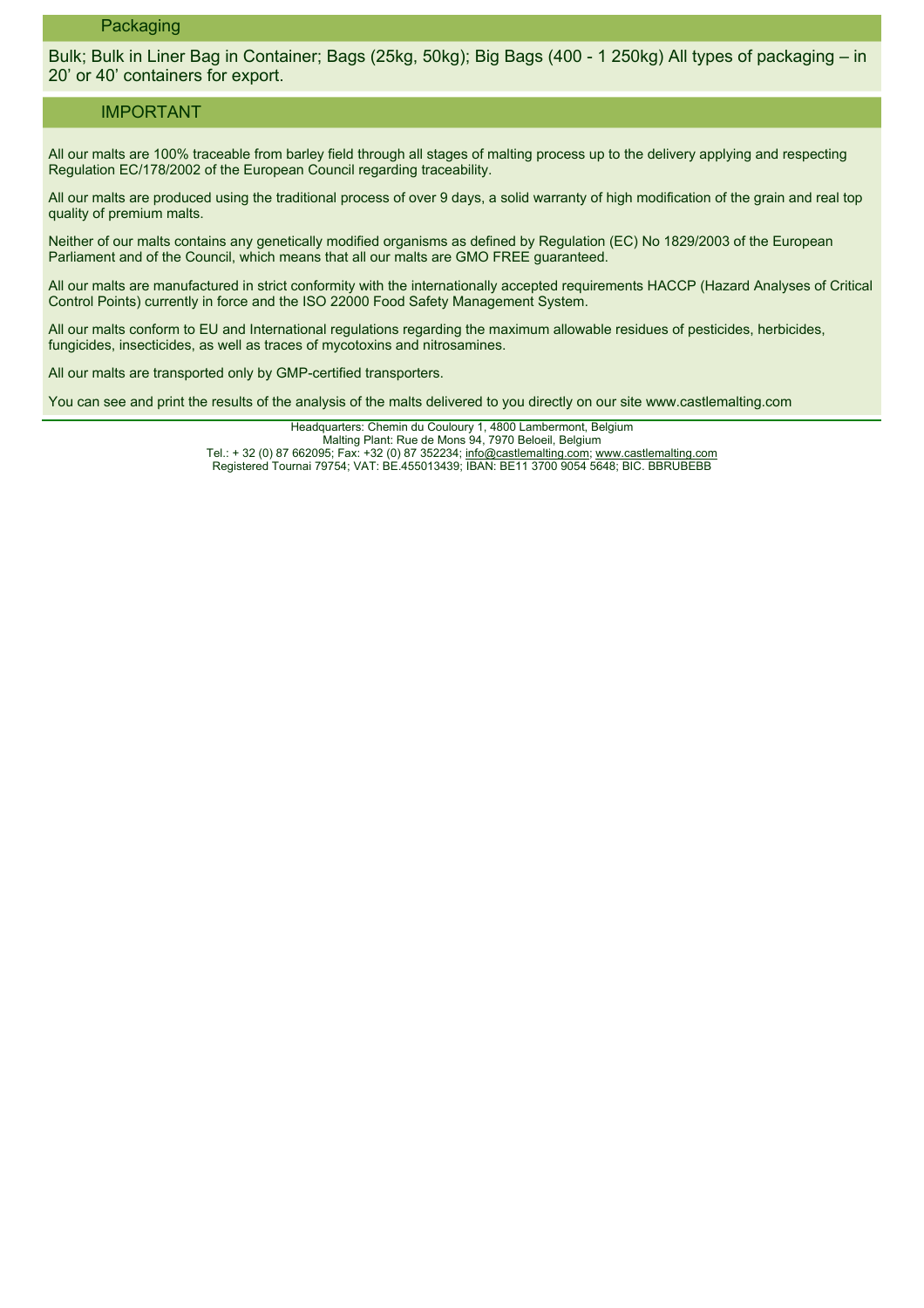## Packaging

Bulk; Bulk in Liner Bag in Container; Bags (25kg, 50kg); Big Bags (400 - 1 250kg) All types of packaging – in 20' or 40' containers for export.

## IMPORTANT

All our malts are 100% traceable from barley field through all stages of malting process up to the delivery applying and respecting Regulation EC/178/2002 of the European Council regarding traceability.

All our malts are produced using the traditional process of over 9 days, a solid warranty of high modification of the grain and real top quality of premium malts.

Neither of our malts contains any genetically modified organisms as defined by Regulation (EC) No 1829/2003 of the European Parliament and of the Council, which means that all our malts are GMO FREE guaranteed.

All our malts are manufactured in strict conformity with the internationally accepted requirements HACCP (Hazard Analyses of Critical Control Points) currently in force and the ISO 22000 Food Safety Management System.

All our malts conform to EU and International regulations regarding the maximum allowable residues of pesticides, herbicides, fungicides, insecticides, as well as traces of mycotoxins and nitrosamines.

All our malts are transported only by GMP-certified transporters.

You can see and print the results of the analysis of the malts delivered to you directly on our site www.castlemalting.com

Headquarters: Chemin du Couloury 1, 4800 Lambermont, Belgium
Malting Plant: Rue de Mons 94, 7970 Beloeil, Belgium
Tel.: + 32 (0) 87 662095; Fax: +32 (0) 87 352234; info@castlemalting.com; www.castlemalting.com
Registered Tournai 79754; VAT: BE.455013439; IBAN: BE11 3700 9054 5648; BIC. BBRUBEBB